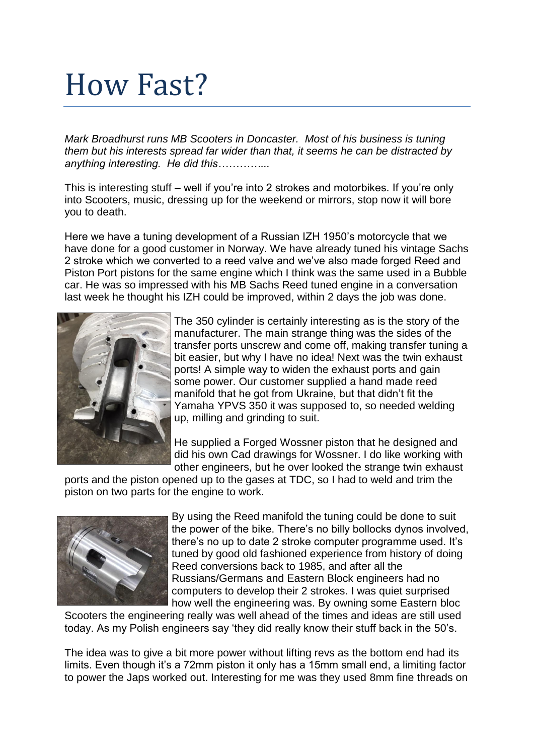# How Fast?

*Mark Broadhurst runs MB Scooters in Doncaster. Most of his business is tuning them but his interests spread far wider than that, it seems he can be distracted by anything interesting. He did this…………..*

This is interesting stuff – well if you're into 2 strokes and motorbikes. If you're only into Scooters, music, dressing up for the weekend or mirrors, stop now it will bore you to death.

Here we have a tuning development of a Russian IZH 1950's motorcycle that we have done for a good customer in Norway. We have already tuned his vintage Sachs 2 stroke which we converted to a reed valve and we've also made forged Reed and Piston Port pistons for the same engine which I think was the same used in a Bubble car. He was so impressed with his MB Sachs Reed tuned engine in a conversation last week he thought his IZH could be improved, within 2 days the job was done.

The 350 cylinder is certainly interesting as is the story of the manufacturer. The main strange thing was the sides of the transfer ports unscrew and come off, making transfer tuning a bit easier, but why I have no idea! Next was the twin exhaust ports! A simple way to widen the exhaust ports and gain some power. Our customer supplied a hand made reed manifold that he got from Ukraine, but that didn't fit the Yamaha YPVS 350 it was supposed to, so needed welding up, milling and grinding to suit.

He supplied a Forged Wossner piston that he designed and did his own Cad drawings for Wossner. I do like working with other engineers, but he over looked the strange twin exhaust ports and the piston opened up to the gases at TDC, so I had to weld and trim the piston on two parts for the engine to work.

By using the Reed manifold the tuning could be done to suit the power of the bike. There's no billy bollocks dynos involved, there's no up to date 2 stroke computer programme used. It's tuned by good old fashioned experience from history of doing Reed conversions back to 1985, and after all the Russians/Germans and Eastern Block engineers had no computers to develop their 2 strokes. I was quiet surprised how well the engineering was. By owning some Eastern bloc Scooters the engineering really was well ahead of the times and ideas are still used today. As my Polish engineers say 'they did really know their stuff back in the 50's.

The idea was to give a bit more power without lifting revs as the bottom end had its limits. Even though it's a 72mm piston it only has a 15mm small end, a limiting factor to power the Japs worked out. Interesting for me was they used 8mm fine threads on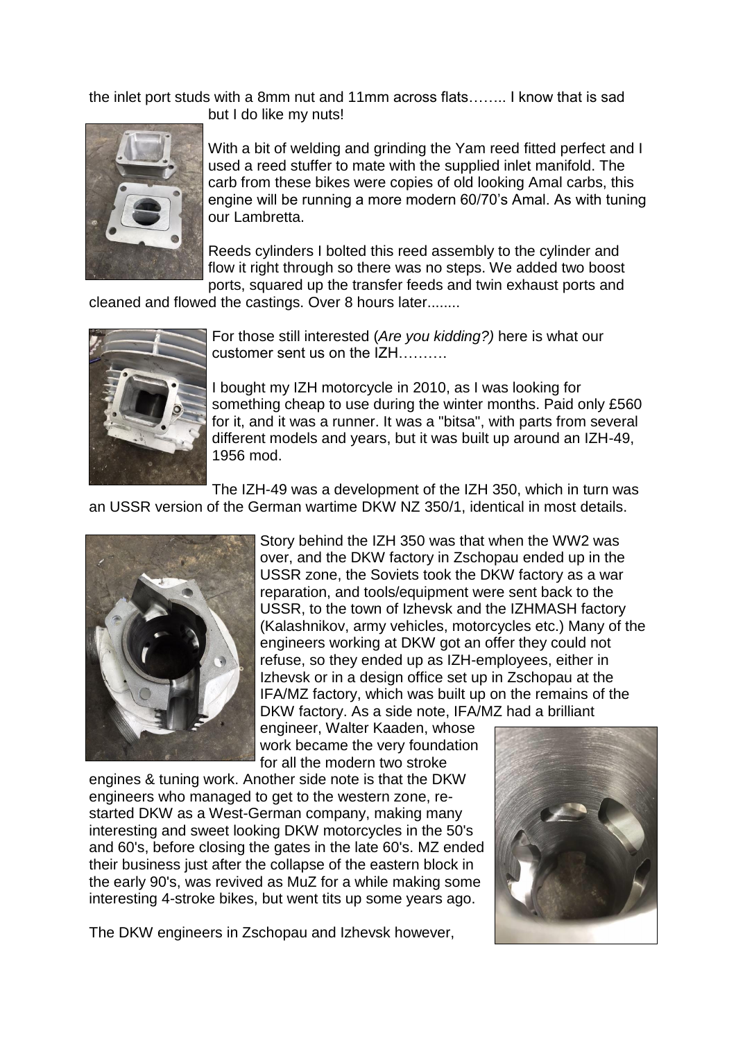the inlet port studs with a 8mm nut and 11mm across flats…….. I know that is sad but I do like my nuts!

With a bit of welding and grinding the Yam reed fitted perfect and I used a reed stuffer to mate with the supplied inlet manifold. The carb from these bikes were copies of old looking Amal carbs, this engine will be running a more modern 60/70's Amal. As with tuning our Lambretta.

Reeds cylinders I bolted this reed assembly to the cylinder and flow it right through so there was no steps. We added two boost ports, squared up the transfer feeds and twin exhaust ports and cleaned and flowed the castings. Over 8 hours later........

For those still interested (*Are you kidding?)* here is what our customer sent us on the IZH……….

I bought my IZH motorcycle in 2010, as I was looking for something cheap to use during the winter months. Paid only £560 for it, and it was a runner. It was a "bitsa", with parts from several different models and years, but it was built up around an IZH-49, 1956 mod.

The IZH-49 was a development of the IZH 350, which in turn was an USSR version of the German wartime DKW NZ 350/1, identical in most details.

Story behind the IZH 350 was that when the WW2 was over, and the DKW factory in Zschopau ended up in the USSR zone, the Soviets took the DKW factory as a war reparation, and tools/equipment were sent back to the USSR, to the town of Izhevsk and the IZHMASH factory (Kalashnikov, army vehicles, motorcycles etc.) Many of the engineers working at DKW got an offer they could not refuse, so they ended up as IZH-employees, either in Izhevsk or in a design office set up in Zschopau at the IFA/MZ factory, which was built up on the remains of the DKW factory. As a side note, IFA/MZ had a brilliant engineer, Walter Kaaden, whose work became the very foundation for all the modern two stroke engines & tuning work. Another side note is that the DKW engineers who managed to get to the western zone, re-started DKW as a West-German company, making many interesting and sweet looking DKW motorcycles in the 50's and 60's, before closing the gates in the late 60's. MZ ended their business just after the collapse of the eastern block in the early 90's, was revived as MuZ for a while making some interesting 4-stroke bikes, but went tits up some years ago.

The DKW engineers in Zschopau and Izhevsk however,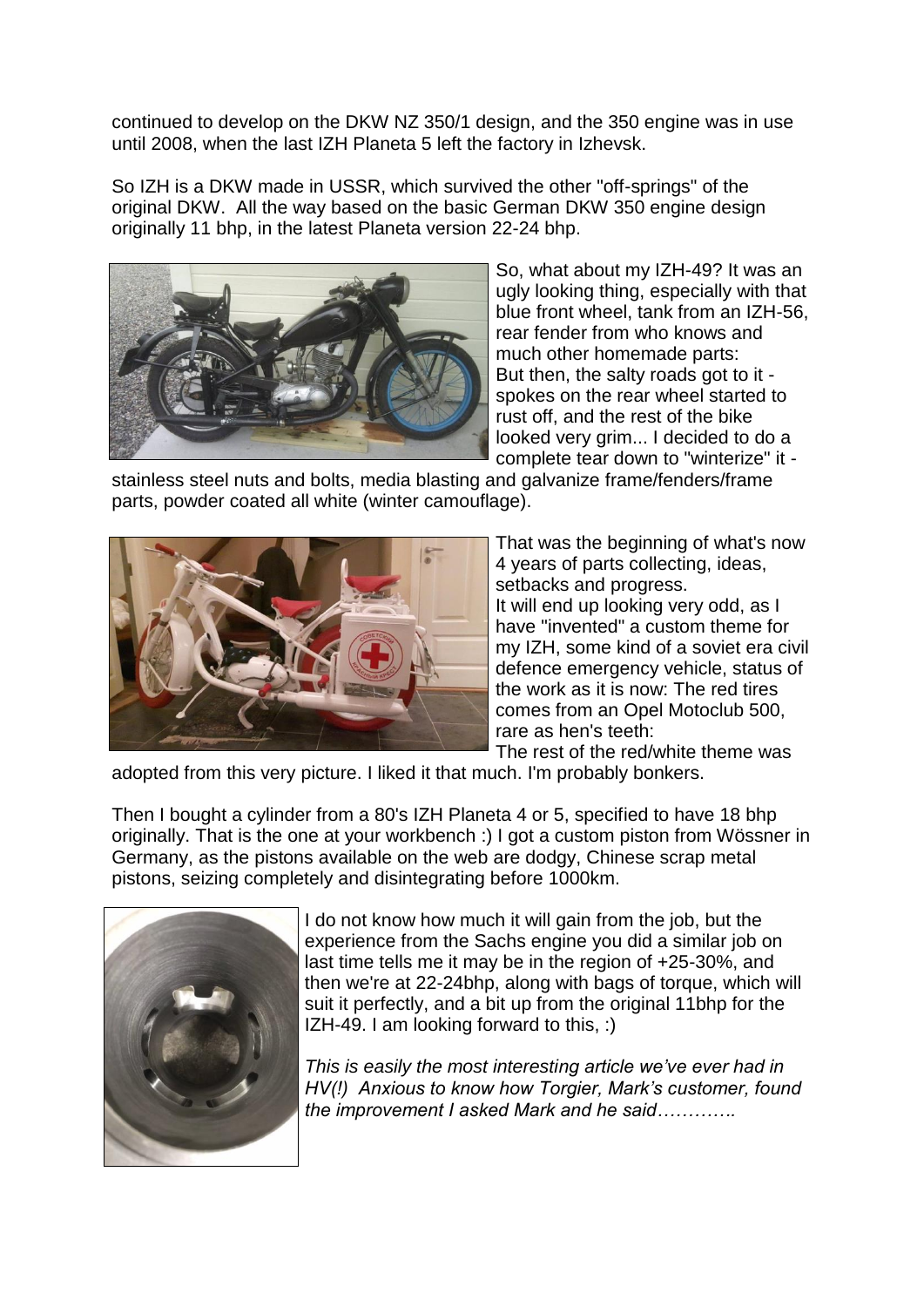continued to develop on the DKW NZ 350/1 design, and the 350 engine was in use until 2008, when the last IZH Planeta 5 left the factory in Izhevsk.

So IZH is a DKW made in USSR, which survived the other "off-springs" of the original DKW. All the way based on the basic German DKW 350 engine design originally 11 bhp, in the latest Planeta version 22-24 bhp.

So, what about my IZH-49? It was an ugly looking thing, especially with that blue front wheel, tank from an IZH-56, rear fender from who knows and much other homemade parts: But then, the salty roads got to it - spokes on the rear wheel started to rust off, and the rest of the bike looked very grim... I decided to do a complete tear down to "winterize" it - stainless steel nuts and bolts, media blasting and galvanize frame/fenders/frame parts, powder coated all white (winter camouflage).

That was the beginning of what's now 4 years of parts collecting, ideas, setbacks and progress. It will end up looking very odd, as I have "invented" a custom theme for my IZH, some kind of a soviet era civil defence emergency vehicle, status of the work as it is now: The red tires comes from an Opel Motoclub 500, rare as hen's teeth: The rest of the red/white theme was adopted from this very picture. I liked it that much. I'm probably bonkers.

Then I bought a cylinder from a 80's IZH Planeta 4 or 5, specified to have 18 bhp originally. That is the one at your workbench :) I got a custom piston from Wössner in Germany, as the pistons available on the web are dodgy, Chinese scrap metal pistons, seizing completely and disintegrating before 1000km.

I do not know how much it will gain from the job, but the experience from the Sachs engine you did a similar job on last time tells me it may be in the region of +25-30%, and then we're at 22-24bhp, along with bags of torque, which will suit it perfectly, and a bit up from the original 11bhp for the IZH-49. I am looking forward to this, :)

*This is easily the most interesting article we've ever had in HV(!) Anxious to know how Torgier, Mark's customer, found the improvement I asked Mark and he said…………*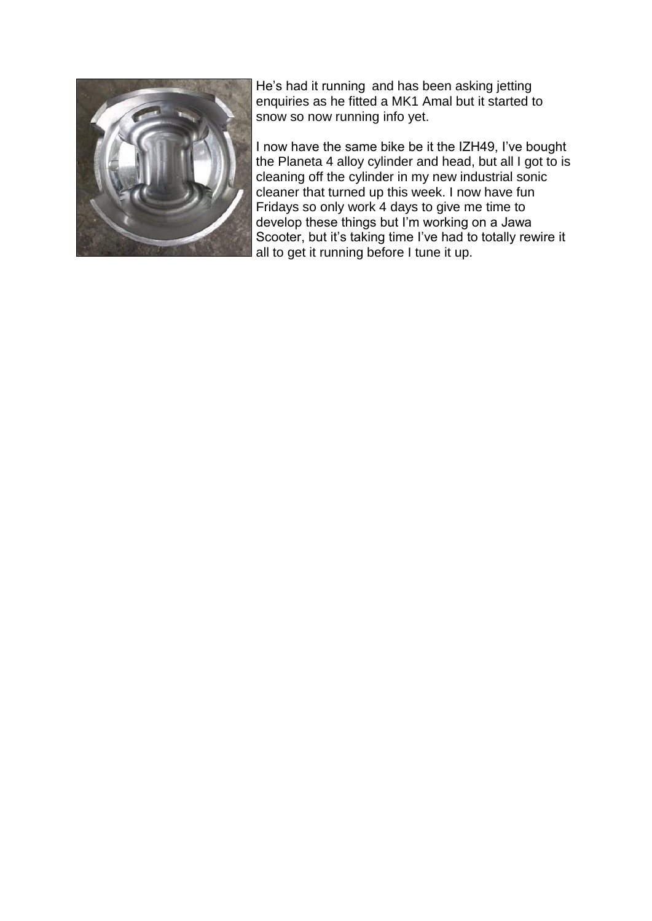He's had it running and has been asking jetting enquiries as he fitted a MK1 Amal but it started to snow so now running info yet.

I now have the same bike be it the IZH49, I've bought the Planeta 4 alloy cylinder and head, but all I got to is cleaning off the cylinder in my new industrial sonic cleaner that turned up this week. I now have fun Fridays so only work 4 days to give me time to develop these things but I'm working on a Jawa Scooter, but it's taking time I've had to totally rewire it all to get it running before I tune it up.